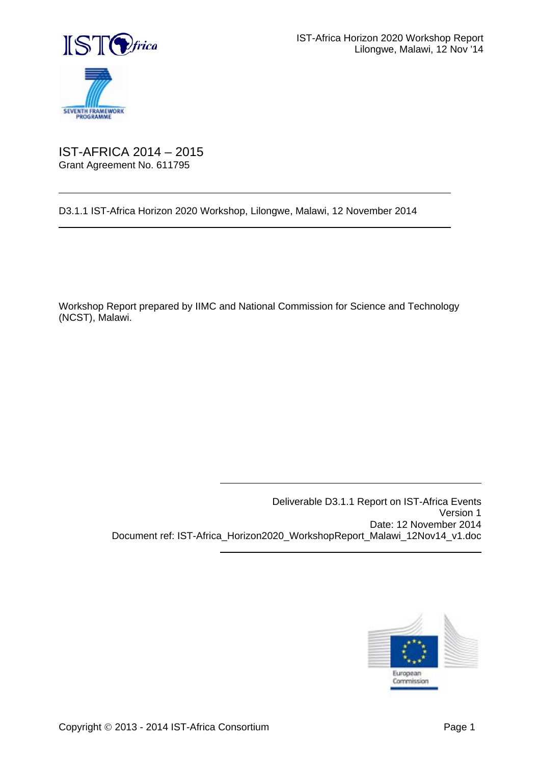# IST-AFRICA 2014 – 2015

Grant Agreement No. 611795

---

D3.1.1 IST-Africa Horizon 2020 Workshop, Lilongwe, Malawi, 12 November 2014

---

Workshop Report prepared by IIMC and National Commission for Science and Technology (NCST), Malawi.

---

Deliverable D3.1.1 Report on IST-Africa Events
Version 1
Date: 12 November 2014
Document ref: IST-Africa_Horizon2020_WorkshopReport_Malawi_12Nov14_v1.doc

---

Copyright © 2013 - 2014 IST-Africa Consortium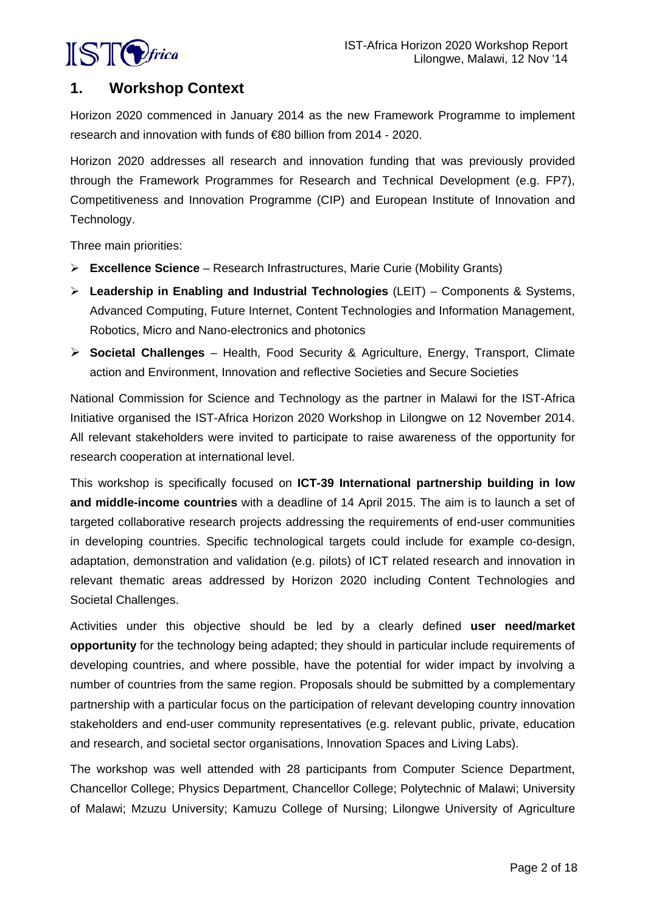## 1. Workshop Context

Horizon 2020 commenced in January 2014 as the new Framework Programme to implement research and innovation with funds of €80 billion from 2014 - 2020.

Horizon 2020 addresses all research and innovation funding that was previously provided through the Framework Programmes for Research and Technical Development (e.g. FP7), Competitiveness and Innovation Programme (CIP) and European Institute of Innovation and Technology.

Three main priorities:

- **Excellence Science** – Research Infrastructures, Marie Curie (Mobility Grants)
- **Leadership in Enabling and Industrial Technologies** (LEIT) – Components & Systems, Advanced Computing, Future Internet, Content Technologies and Information Management, Robotics, Micro and Nano-electronics and photonics
- **Societal Challenges** – Health, Food Security & Agriculture, Energy, Transport, Climate action and Environment, Innovation and reflective Societies and Secure Societies

National Commission for Science and Technology as the partner in Malawi for the IST-Africa Initiative organised the IST-Africa Horizon 2020 Workshop in Lilongwe on 12 November 2014. All relevant stakeholders were invited to participate to raise awareness of the opportunity for research cooperation at international level.

This workshop is specifically focused on **ICT-39 International partnership building in low and middle-income countries** with a deadline of 14 April 2015. The aim is to launch a set of targeted collaborative research projects addressing the requirements of end-user communities in developing countries. Specific technological targets could include for example co-design, adaptation, demonstration and validation (e.g. pilots) of ICT related research and innovation in relevant thematic areas addressed by Horizon 2020 including Content Technologies and Societal Challenges.

Activities under this objective should be led by a clearly defined **user need/market opportunity** for the technology being adapted; they should in particular include requirements of developing countries, and where possible, have the potential for wider impact by involving a number of countries from the same region. Proposals should be submitted by a complementary partnership with a particular focus on the participation of relevant developing country innovation stakeholders and end-user community representatives (e.g. relevant public, private, education and research, and societal sector organisations, Innovation Spaces and Living Labs).

The workshop was well attended with 28 participants from Computer Science Department, Chancellor College; Physics Department, Chancellor College; Polytechnic of Malawi; University of Malawi; Mzuzu University; Kamuzu College of Nursing; Lilongwe University of Agriculture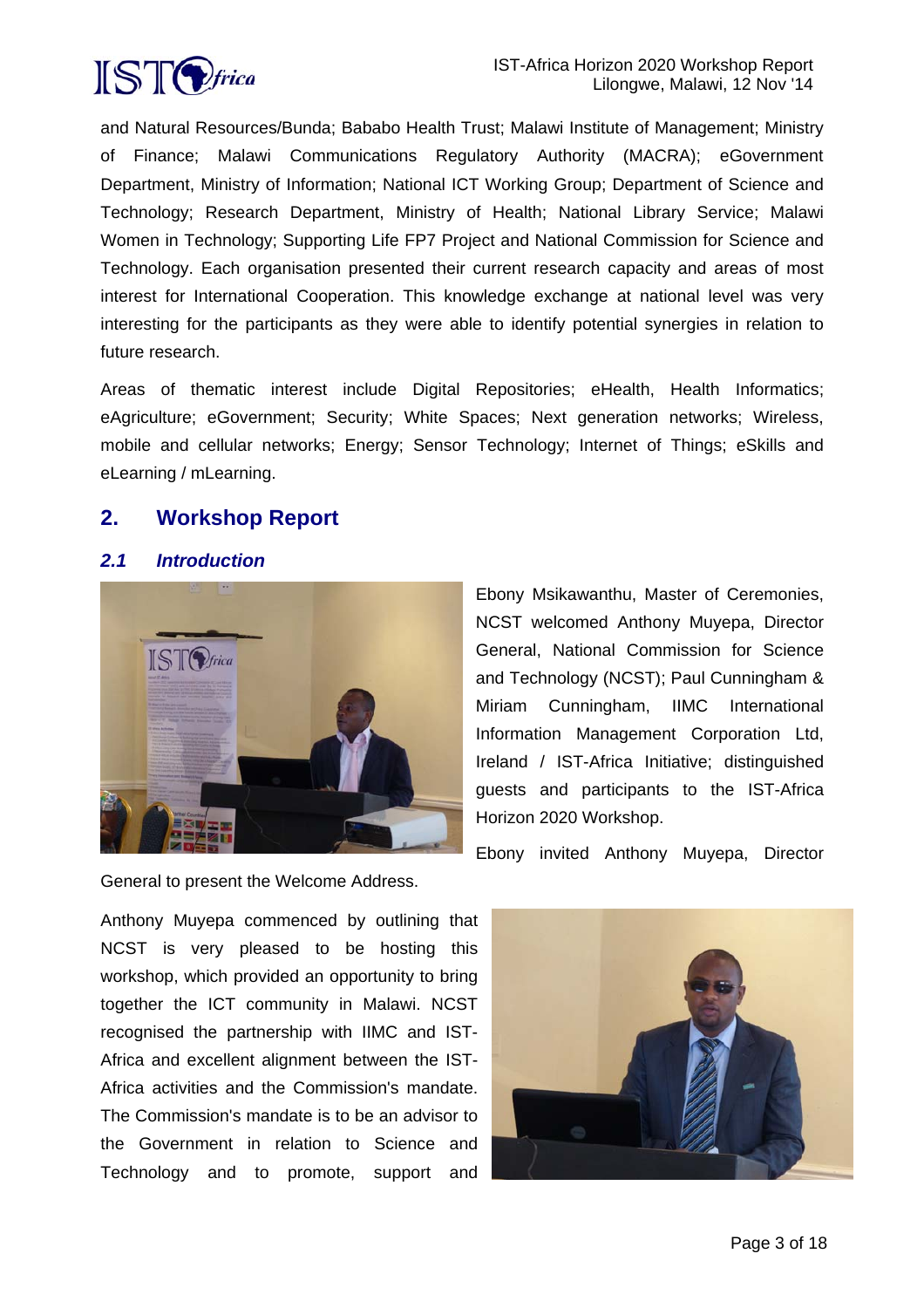and Natural Resources/Bunda; Bababo Health Trust; Malawi Institute of Management; Ministry of Finance; Malawi Communications Regulatory Authority (MACRA); eGovernment Department, Ministry of Information; National ICT Working Group; Department of Science and Technology; Research Department, Ministry of Health; National Library Service; Malawi Women in Technology; Supporting Life FP7 Project and National Commission for Science and Technology. Each organisation presented their current research capacity and areas of most interest for International Cooperation. This knowledge exchange at national level was very interesting for the participants as they were able to identify potential synergies in relation to future research.

Areas of thematic interest include Digital Repositories; eHealth, Health Informatics; eAgriculture; eGovernment; Security; White Spaces; Next generation networks; Wireless, mobile and cellular networks; Energy; Sensor Technology; Internet of Things; eSkills and eLearning / mLearning.

## 2. Workshop Report

### *2.1 Introduction*

Ebony Msikawanthu, Master of Ceremonies, NCST welcomed Anthony Muyepa, Director General, National Commission for Science and Technology (NCST); Paul Cunningham & Miriam Cunningham, IIMC International Information Management Corporation Ltd, Ireland / IST-Africa Initiative; distinguished guests and participants to the IST-Africa Horizon 2020 Workshop.

Ebony invited Anthony Muyepa, Director General to present the Welcome Address.

Anthony Muyepa commenced by outlining that NCST is very pleased to be hosting this workshop, which provided an opportunity to bring together the ICT community in Malawi. NCST recognised the partnership with IIMC and IST-Africa and excellent alignment between the IST-Africa activities and the Commission's mandate. The Commission's mandate is to be an advisor to the Government in relation to Science and Technology and to promote, support and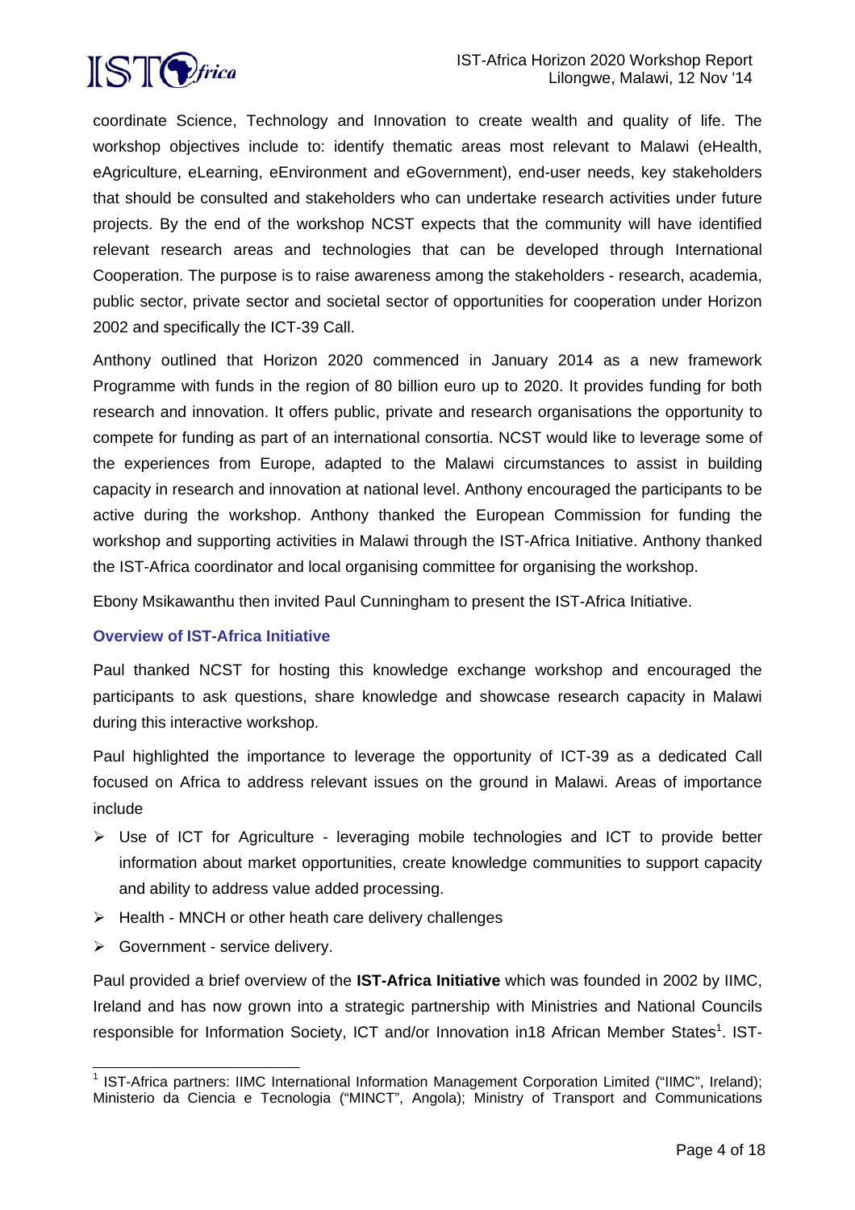coordinate Science, Technology and Innovation to create wealth and quality of life. The workshop objectives include to: identify thematic areas most relevant to Malawi (eHealth, eAgriculture, eLearning, eEnvironment and eGovernment), end-user needs, key stakeholders that should be consulted and stakeholders who can undertake research activities under future projects. By the end of the workshop NCST expects that the community will have identified relevant research areas and technologies that can be developed through International Cooperation. The purpose is to raise awareness among the stakeholders - research, academia, public sector, private sector and societal sector of opportunities for cooperation under Horizon 2002 and specifically the ICT-39 Call.

Anthony outlined that Horizon 2020 commenced in January 2014 as a new framework Programme with funds in the region of 80 billion euro up to 2020. It provides funding for both research and innovation. It offers public, private and research organisations the opportunity to compete for funding as part of an international consortia. NCST would like to leverage some of the experiences from Europe, adapted to the Malawi circumstances to assist in building capacity in research and innovation at national level. Anthony encouraged the participants to be active during the workshop. Anthony thanked the European Commission for funding the workshop and supporting activities in Malawi through the IST-Africa Initiative. Anthony thanked the IST-Africa coordinator and local organising committee for organising the workshop.

Ebony Msikawanthu then invited Paul Cunningham to present the IST-Africa Initiative.

### Overview of IST-Africa Initiative

Paul thanked NCST for hosting this knowledge exchange workshop and encouraged the participants to ask questions, share knowledge and showcase research capacity in Malawi during this interactive workshop.

Paul highlighted the importance to leverage the opportunity of ICT-39 as a dedicated Call focused on Africa to address relevant issues on the ground in Malawi. Areas of importance include

- Use of ICT for Agriculture - leveraging mobile technologies and ICT to provide better information about market opportunities, create knowledge communities to support capacity and ability to address value added processing.
- Health - MNCH or other heath care delivery challenges
- Government - service delivery.

Paul provided a brief overview of the **IST-Africa Initiative** which was founded in 2002 by IIMC, Ireland and has now grown into a strategic partnership with Ministries and National Councils responsible for Information Society, ICT and/or Innovation in18 African Member States[1]. IST-

---

[1] IST-Africa partners: IIMC International Information Management Corporation Limited ("IIMC", Ireland); Ministerio da Ciencia e Tecnologia ("MINCT", Angola); Ministry of Transport and Communications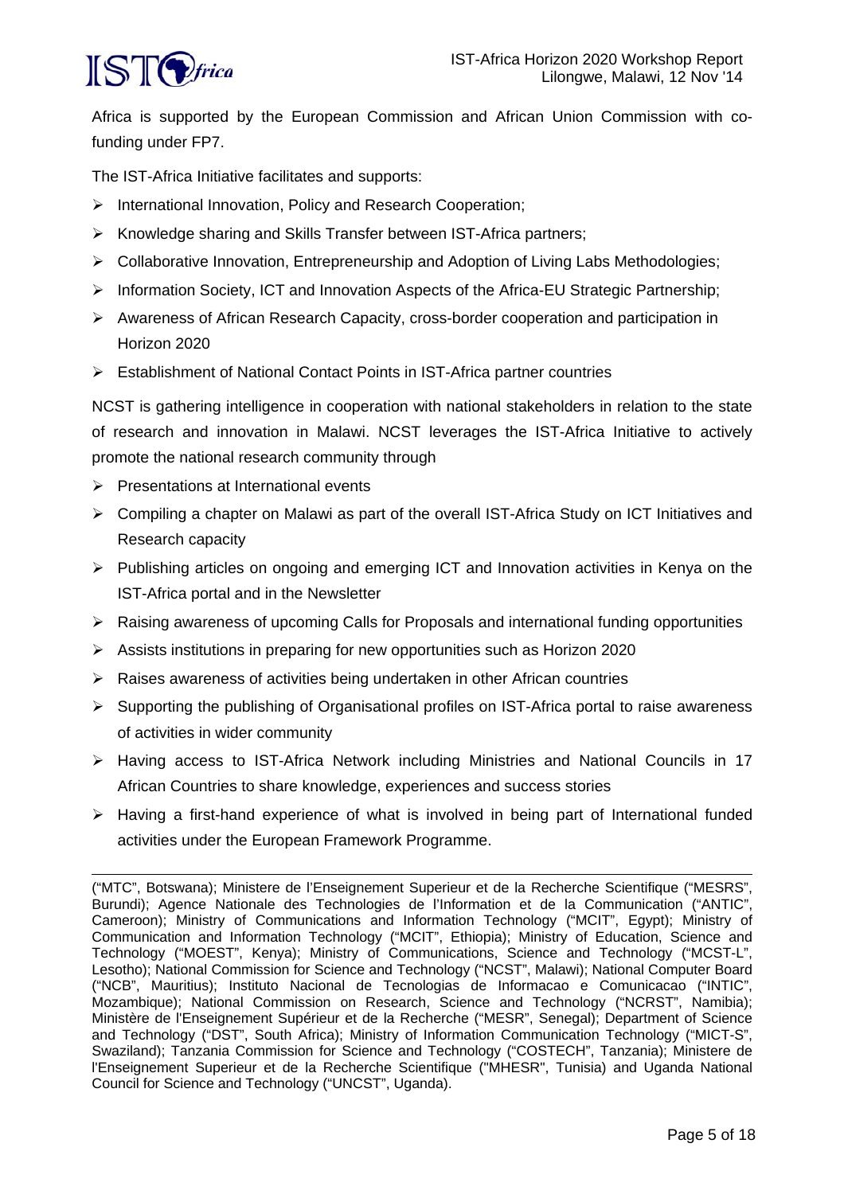Africa is supported by the European Commission and African Union Commission with co-funding under FP7.

The IST-Africa Initiative facilitates and supports:

- International Innovation, Policy and Research Cooperation;
- Knowledge sharing and Skills Transfer between IST-Africa partners;
- Collaborative Innovation, Entrepreneurship and Adoption of Living Labs Methodologies;
- Information Society, ICT and Innovation Aspects of the Africa-EU Strategic Partnership;
- Awareness of African Research Capacity, cross-border cooperation and participation in Horizon 2020
- Establishment of National Contact Points in IST-Africa partner countries

NCST is gathering intelligence in cooperation with national stakeholders in relation to the state of research and innovation in Malawi. NCST leverages the IST-Africa Initiative to actively promote the national research community through

- Presentations at International events
- Compiling a chapter on Malawi as part of the overall IST-Africa Study on ICT Initiatives and Research capacity
- Publishing articles on ongoing and emerging ICT and Innovation activities in Kenya on the IST-Africa portal and in the Newsletter
- Raising awareness of upcoming Calls for Proposals and international funding opportunities
- Assists institutions in preparing for new opportunities such as Horizon 2020
- Raises awareness of activities being undertaken in other African countries
- Supporting the publishing of Organisational profiles on IST-Africa portal to raise awareness of activities in wider community
- Having access to IST-Africa Network including Ministries and National Councils in 17 African Countries to share knowledge, experiences and success stories
- Having a first-hand experience of what is involved in being part of International funded activities under the European Framework Programme.

---

("MTC", Botswana); Ministere de l'Enseignement Superieur et de la Recherche Scientifique ("MESRS", Burundi); Agence Nationale des Technologies de l'Information et de la Communication ("ANTIC", Cameroon); Ministry of Communications and Information Technology ("MCIT", Egypt); Ministry of Communication and Information Technology ("MCIT", Ethiopia); Ministry of Education, Science and Technology ("MOEST", Kenya); Ministry of Communications, Science and Technology ("MCST-L", Lesotho); National Commission for Science and Technology ("NCST", Malawi); National Computer Board ("NCB", Mauritius); Instituto Nacional de Tecnologias de Informacao e Comunicacao ("INTIC", Mozambique); National Commission on Research, Science and Technology ("NCRST", Namibia); Ministère de l'Enseignement Supérieur et de la Recherche ("MESR", Senegal); Department of Science and Technology ("DST", South Africa); Ministry of Information Communication Technology ("MICT-S", Swaziland); Tanzania Commission for Science and Technology ("COSTECH", Tanzania); Ministere de l'Enseignement Superieur et de la Recherche Scientifique ("MHESR", Tunisia) and Uganda National Council for Science and Technology ("UNCST", Uganda).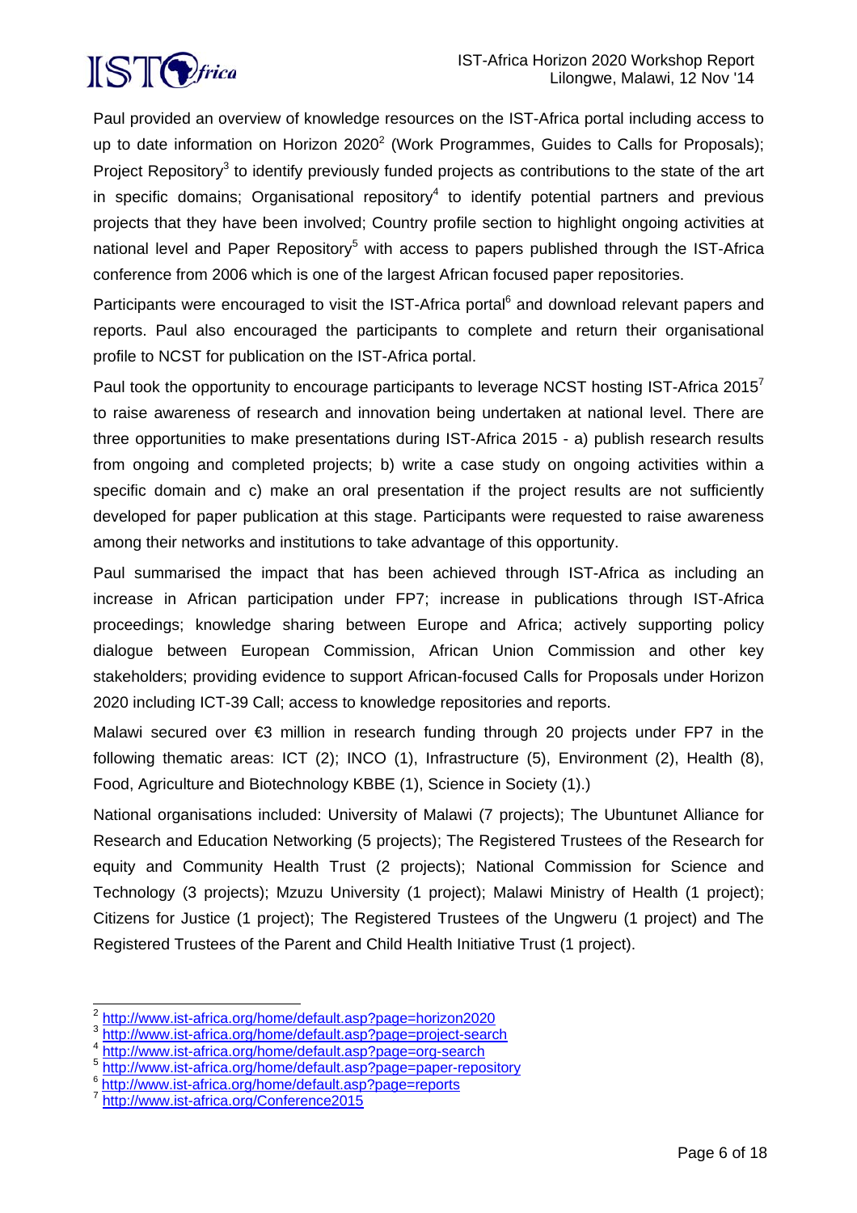Paul provided an overview of knowledge resources on the IST-Africa portal including access to up to date information on Horizon 2020[2] (Work Programmes, Guides to Calls for Proposals); Project Repository[3] to identify previously funded projects as contributions to the state of the art in specific domains; Organisational repository[4] to identify potential partners and previous projects that they have been involved; Country profile section to highlight ongoing activities at national level and Paper Repository[5] with access to papers published through the IST-Africa conference from 2006 which is one of the largest African focused paper repositories.

Participants were encouraged to visit the IST-Africa portal[6] and download relevant papers and reports. Paul also encouraged the participants to complete and return their organisational profile to NCST for publication on the IST-Africa portal.

Paul took the opportunity to encourage participants to leverage NCST hosting IST-Africa 2015[7] to raise awareness of research and innovation being undertaken at national level. There are three opportunities to make presentations during IST-Africa 2015 - a) publish research results from ongoing and completed projects; b) write a case study on ongoing activities within a specific domain and c) make an oral presentation if the project results are not sufficiently developed for paper publication at this stage. Participants were requested to raise awareness among their networks and institutions to take advantage of this opportunity.

Paul summarised the impact that has been achieved through IST-Africa as including an increase in African participation under FP7; increase in publications through IST-Africa proceedings; knowledge sharing between Europe and Africa; actively supporting policy dialogue between European Commission, African Union Commission and other key stakeholders; providing evidence to support African-focused Calls for Proposals under Horizon 2020 including ICT-39 Call; access to knowledge repositories and reports.

Malawi secured over €3 million in research funding through 20 projects under FP7 in the following thematic areas: ICT (2); INCO (1), Infrastructure (5), Environment (2), Health (8), Food, Agriculture and Biotechnology KBBE (1), Science in Society (1).)

National organisations included: University of Malawi (7 projects); The Ubuntunet Alliance for Research and Education Networking (5 projects); The Registered Trustees of the Research for equity and Community Health Trust (2 projects); National Commission for Science and Technology (3 projects); Mzuzu University (1 project); Malawi Ministry of Health (1 project); Citizens for Justice (1 project); The Registered Trustees of the Ungweru (1 project) and The Registered Trustees of the Parent and Child Health Initiative Trust (1 project).

---

[2] http://www.ist-africa.org/home/default.asp?page=horizon2020
[3] http://www.ist-africa.org/home/default.asp?page=project-search
[4] http://www.ist-africa.org/home/default.asp?page=org-search
[5] http://www.ist-africa.org/home/default.asp?page=paper-repository
[6] http://www.ist-africa.org/home/default.asp?page=reports
[7] http://www.ist-africa.org/Conference2015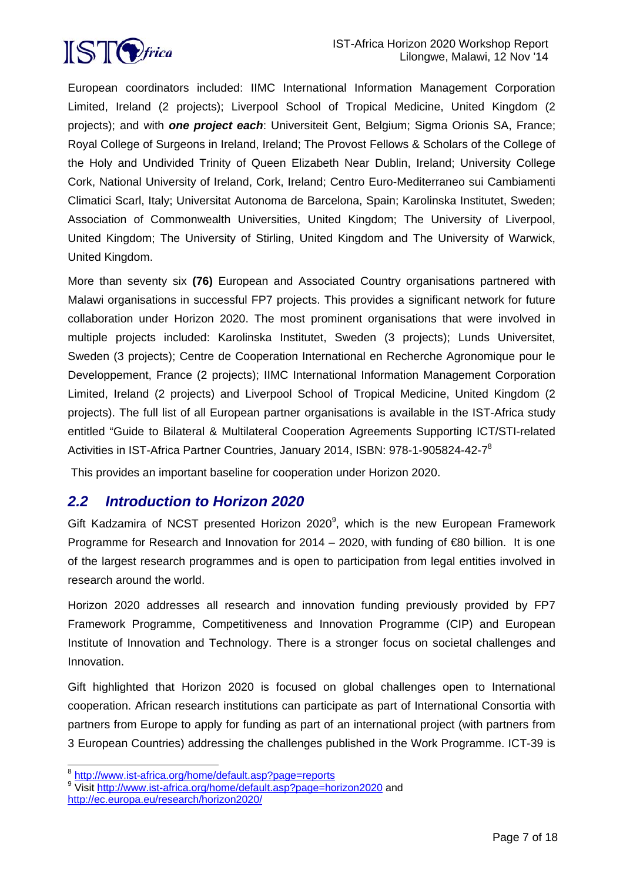European coordinators included: IIMC International Information Management Corporation Limited, Ireland (2 projects); Liverpool School of Tropical Medicine, United Kingdom (2 projects); and with ***one project each***: Universiteit Gent, Belgium; Sigma Orionis SA, France; Royal College of Surgeons in Ireland, Ireland; The Provost Fellows & Scholars of the College of the Holy and Undivided Trinity of Queen Elizabeth Near Dublin, Ireland; University College Cork, National University of Ireland, Cork, Ireland; Centro Euro-Mediterraneo sui Cambiamenti Climatici Scarl, Italy; Universitat Autonoma de Barcelona, Spain; Karolinska Institutet, Sweden; Association of Commonwealth Universities, United Kingdom; The University of Liverpool, United Kingdom; The University of Stirling, United Kingdom and The University of Warwick, United Kingdom.

More than seventy six **(76)** European and Associated Country organisations partnered with Malawi organisations in successful FP7 projects. This provides a significant network for future collaboration under Horizon 2020. The most prominent organisations that were involved in multiple projects included: Karolinska Institutet, Sweden (3 projects); Lunds Universitet, Sweden (3 projects); Centre de Cooperation International en Recherche Agronomique pour le Developpement, France (2 projects); IIMC International Information Management Corporation Limited, Ireland (2 projects) and Liverpool School of Tropical Medicine, United Kingdom (2 projects). The full list of all European partner organisations is available in the IST-Africa study entitled "Guide to Bilateral & Multilateral Cooperation Agreements Supporting ICT/STI-related Activities in IST-Africa Partner Countries, January 2014, ISBN: 978-1-905824-42-7[8]

This provides an important baseline for cooperation under Horizon 2020.

## *2.2 Introduction to Horizon 2020*

Gift Kadzamira of NCST presented Horizon 2020[9], which is the new European Framework Programme for Research and Innovation for 2014 – 2020, with funding of €80 billion. It is one of the largest research programmes and is open to participation from legal entities involved in research around the world.

Horizon 2020 addresses all research and innovation funding previously provided by FP7 Framework Programme, Competitiveness and Innovation Programme (CIP) and European Institute of Innovation and Technology. There is a stronger focus on societal challenges and Innovation.

Gift highlighted that Horizon 2020 is focused on global challenges open to International cooperation. African research institutions can participate as part of International Consortia with partners from Europe to apply for funding as part of an international project (with partners from 3 European Countries) addressing the challenges published in the Work Programme. ICT-39 is

---

[8] http://www.ist-africa.org/home/default.asp?page=reports

[9] Visit http://www.ist-africa.org/home/default.asp?page=horizon2020 and http://ec.europa.eu/research/horizon2020/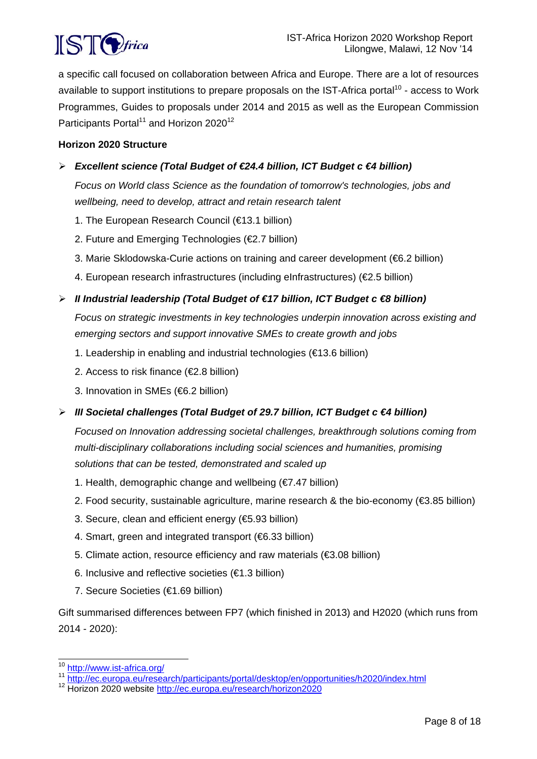a specific call focused on collaboration between Africa and Europe. There are a lot of resources available to support institutions to prepare proposals on the IST-Africa portal[10] - access to Work Programmes, Guides to proposals under 2014 and 2015 as well as the European Commission Participants Portal[11] and Horizon 2020[12]

**Horizon 2020 Structure**

- ***Excellent science (Total Budget of €24.4 billion, ICT Budget c €4 billion)***

  *Focus on World class Science as the foundation of tomorrow's technologies, jobs and wellbeing, need to develop, attract and retain research talent*

  1. The European Research Council (€13.1 billion)
  2. Future and Emerging Technologies (€2.7 billion)
  3. Marie Sklodowska-Curie actions on training and career development (€6.2 billion)
  4. European research infrastructures (including eInfrastructures) (€2.5 billion)

- ***II Industrial leadership (Total Budget of €17 billion, ICT Budget c €8 billion)***

  *Focus on strategic investments in key technologies underpin innovation across existing and emerging sectors and support innovative SMEs to create growth and jobs*

  1. Leadership in enabling and industrial technologies (€13.6 billion)
  2. Access to risk finance (€2.8 billion)
  3. Innovation in SMEs (€6.2 billion)

- ***III Societal challenges (Total Budget of 29.7 billion, ICT Budget c €4 billion)***

  *Focused on Innovation addressing societal challenges, breakthrough solutions coming from multi-disciplinary collaborations including social sciences and humanities, promising solutions that can be tested, demonstrated and scaled up*

  1. Health, demographic change and wellbeing (€7.47 billion)
  2. Food security, sustainable agriculture, marine research & the bio-economy (€3.85 billion)
  3. Secure, clean and efficient energy (€5.93 billion)
  4. Smart, green and integrated transport (€6.33 billion)
  5. Climate action, resource efficiency and raw materials (€3.08 billion)
  6. Inclusive and reflective societies (€1.3 billion)
  7. Secure Societies (€1.69 billion)

Gift summarised differences between FP7 (which finished in 2013) and H2020 (which runs from 2014 - 2020):

---

[10] http://www.ist-africa.org/

[11] http://ec.europa.eu/research/participants/portal/desktop/en/opportunities/h2020/index.html

[12] Horizon 2020 website http://ec.europa.eu/research/horizon2020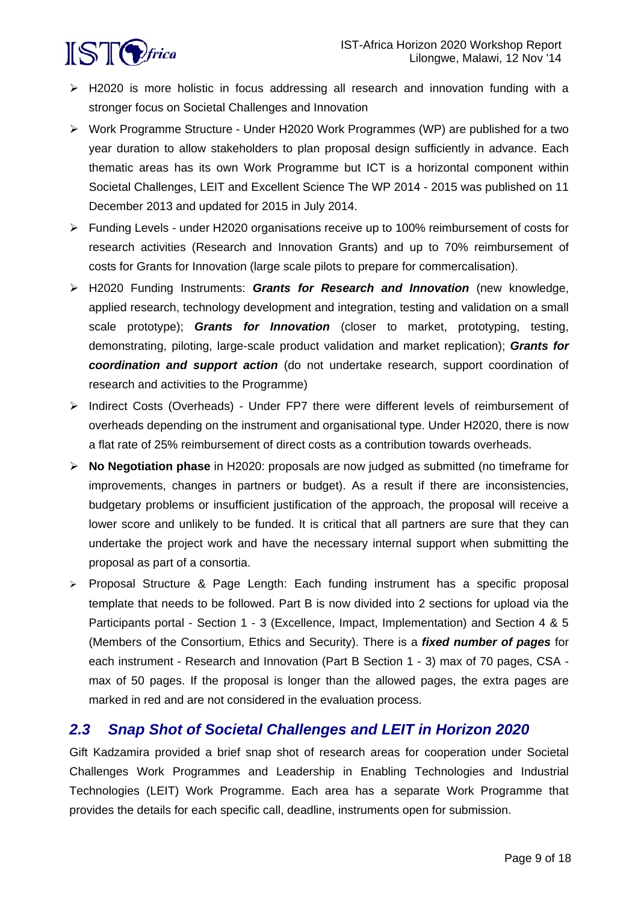- H2020 is more holistic in focus addressing all research and innovation funding with a stronger focus on Societal Challenges and Innovation
- Work Programme Structure - Under H2020 Work Programmes (WP) are published for a two year duration to allow stakeholders to plan proposal design sufficiently in advance. Each thematic areas has its own Work Programme but ICT is a horizontal component within Societal Challenges, LEIT and Excellent Science The WP 2014 - 2015 was published on 11 December 2013 and updated for 2015 in July 2014.
- Funding Levels - under H2020 organisations receive up to 100% reimbursement of costs for research activities (Research and Innovation Grants) and up to 70% reimbursement of costs for Grants for Innovation (large scale pilots to prepare for commercalisation).
- H2020 Funding Instruments: ***Grants for Research and Innovation*** (new knowledge, applied research, technology development and integration, testing and validation on a small scale prototype); ***Grants for Innovation*** (closer to market, prototyping, testing, demonstrating, piloting, large-scale product validation and market replication); ***Grants for coordination and support action*** (do not undertake research, support coordination of research and activities to the Programme)
- Indirect Costs (Overheads) - Under FP7 there were different levels of reimbursement of overheads depending on the instrument and organisational type. Under H2020, there is now a flat rate of 25% reimbursement of direct costs as a contribution towards overheads.
- **No Negotiation phase** in H2020: proposals are now judged as submitted (no timeframe for improvements, changes in partners or budget). As a result if there are inconsistencies, budgetary problems or insufficient justification of the approach, the proposal will receive a lower score and unlikely to be funded. It is critical that all partners are sure that they can undertake the project work and have the necessary internal support when submitting the proposal as part of a consortia.
- Proposal Structure & Page Length: Each funding instrument has a specific proposal template that needs to be followed. Part B is now divided into 2 sections for upload via the Participants portal - Section 1 - 3 (Excellence, Impact, Implementation) and Section 4 & 5 (Members of the Consortium, Ethics and Security). There is a ***fixed number of pages*** for each instrument - Research and Innovation (Part B Section 1 - 3) max of 70 pages, CSA - max of 50 pages. If the proposal is longer than the allowed pages, the extra pages are marked in red and are not considered in the evaluation process.

## 2.3 Snap Shot of Societal Challenges and LEIT in Horizon 2020

Gift Kadzamira provided a brief snap shot of research areas for cooperation under Societal Challenges Work Programmes and Leadership in Enabling Technologies and Industrial Technologies (LEIT) Work Programme. Each area has a separate Work Programme that provides the details for each specific call, deadline, instruments open for submission.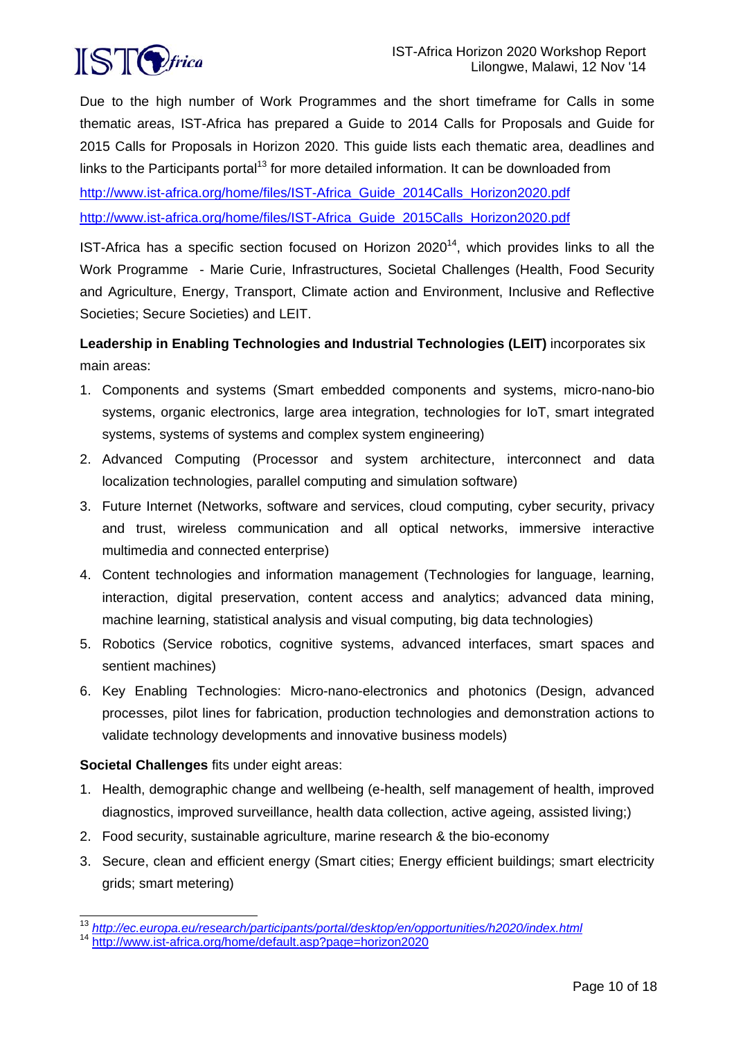Due to the high number of Work Programmes and the short timeframe for Calls in some thematic areas, IST-Africa has prepared a Guide to 2014 Calls for Proposals and Guide for 2015 Calls for Proposals in Horizon 2020. This guide lists each thematic area, deadlines and links to the Participants portal[13] for more detailed information. It can be downloaded from

http://www.ist-africa.org/home/files/IST-Africa_Guide_2014Calls_Horizon2020.pdf

http://www.ist-africa.org/home/files/IST-Africa_Guide_2015Calls_Horizon2020.pdf

IST-Africa has a specific section focused on Horizon 2020[14], which provides links to all the Work Programme - Marie Curie, Infrastructures, Societal Challenges (Health, Food Security and Agriculture, Energy, Transport, Climate action and Environment, Inclusive and Reflective Societies; Secure Societies) and LEIT.

**Leadership in Enabling Technologies and Industrial Technologies (LEIT)** incorporates six main areas:

1. Components and systems (Smart embedded components and systems, micro-nano-bio systems, organic electronics, large area integration, technologies for IoT, smart integrated systems, systems of systems and complex system engineering)
2. Advanced Computing (Processor and system architecture, interconnect and data localization technologies, parallel computing and simulation software)
3. Future Internet (Networks, software and services, cloud computing, cyber security, privacy and trust, wireless communication and all optical networks, immersive interactive multimedia and connected enterprise)
4. Content technologies and information management (Technologies for language, learning, interaction, digital preservation, content access and analytics; advanced data mining, machine learning, statistical analysis and visual computing, big data technologies)
5. Robotics (Service robotics, cognitive systems, advanced interfaces, smart spaces and sentient machines)
6. Key Enabling Technologies: Micro-nano-electronics and photonics (Design, advanced processes, pilot lines for fabrication, production technologies and demonstration actions to validate technology developments and innovative business models)

**Societal Challenges** fits under eight areas:

1. Health, demographic change and wellbeing (e-health, self management of health, improved diagnostics, improved surveillance, health data collection, active ageing, assisted living;)
2. Food security, sustainable agriculture, marine research & the bio-economy
3. Secure, clean and efficient energy (Smart cities; Energy efficient buildings; smart electricity grids; smart metering)

---

[13] *http://ec.europa.eu/research/participants/portal/desktop/en/opportunities/h2020/index.html*

[14] http://www.ist-africa.org/home/default.asp?page=horizon2020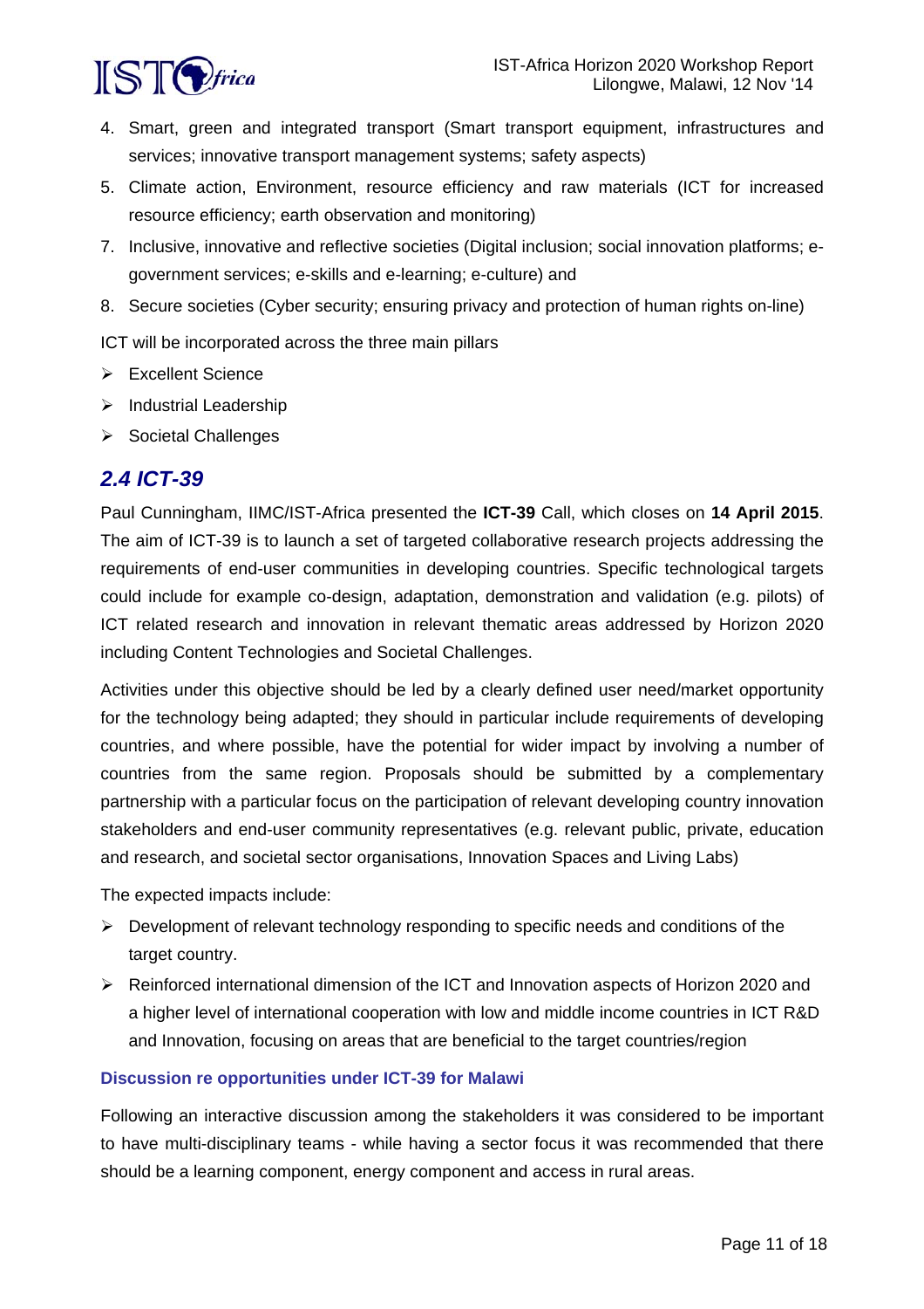4. Smart, green and integrated transport (Smart transport equipment, infrastructures and services; innovative transport management systems; safety aspects)
5. Climate action, Environment, resource efficiency and raw materials (ICT for increased resource efficiency; earth observation and monitoring)
7. Inclusive, innovative and reflective societies (Digital inclusion; social innovation platforms; e-government services; e-skills and e-learning; e-culture) and
8. Secure societies (Cyber security; ensuring privacy and protection of human rights on-line)

ICT will be incorporated across the three main pillars

- Excellent Science
- Industrial Leadership
- Societal Challenges

## *2.4 ICT-39*

Paul Cunningham, IIMC/IST-Africa presented the **ICT-39** Call, which closes on **14 April 2015**. The aim of ICT-39 is to launch a set of targeted collaborative research projects addressing the requirements of end-user communities in developing countries. Specific technological targets could include for example co-design, adaptation, demonstration and validation (e.g. pilots) of ICT related research and innovation in relevant thematic areas addressed by Horizon 2020 including Content Technologies and Societal Challenges.

Activities under this objective should be led by a clearly defined user need/market opportunity for the technology being adapted; they should in particular include requirements of developing countries, and where possible, have the potential for wider impact by involving a number of countries from the same region. Proposals should be submitted by a complementary partnership with a particular focus on the participation of relevant developing country innovation stakeholders and end-user community representatives (e.g. relevant public, private, education and research, and societal sector organisations, Innovation Spaces and Living Labs)

The expected impacts include:

- Development of relevant technology responding to specific needs and conditions of the target country.
- Reinforced international dimension of the ICT and Innovation aspects of Horizon 2020 and a higher level of international cooperation with low and middle income countries in ICT R&D and Innovation, focusing on areas that are beneficial to the target countries/region

#### Discussion re opportunities under ICT-39 for Malawi

Following an interactive discussion among the stakeholders it was considered to be important to have multi-disciplinary teams - while having a sector focus it was recommended that there should be a learning component, energy component and access in rural areas.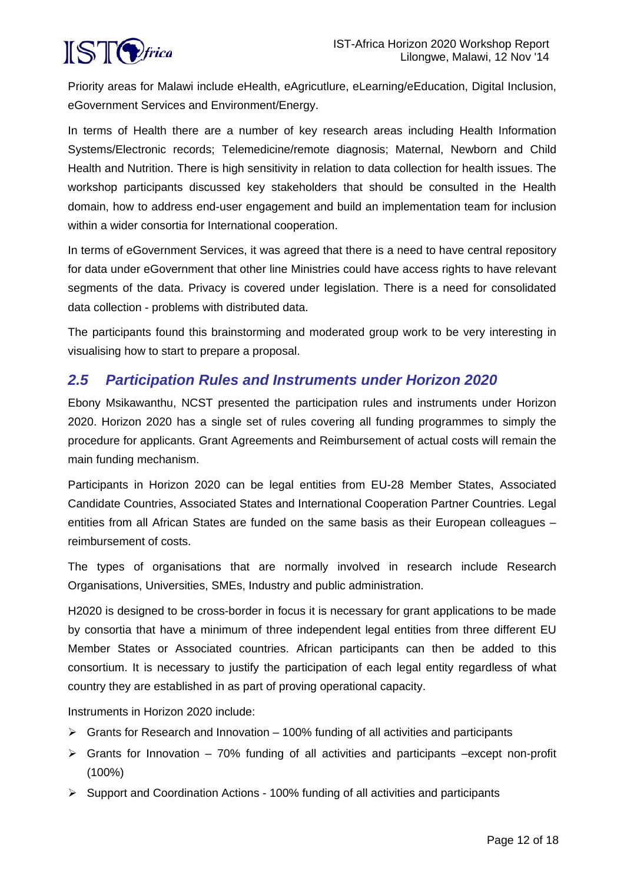Priority areas for Malawi include eHealth, eAgricutlure, eLearning/eEducation, Digital Inclusion, eGovernment Services and Environment/Energy.

In terms of Health there are a number of key research areas including Health Information Systems/Electronic records; Telemedicine/remote diagnosis; Maternal, Newborn and Child Health and Nutrition. There is high sensitivity in relation to data collection for health issues. The workshop participants discussed key stakeholders that should be consulted in the Health domain, how to address end-user engagement and build an implementation team for inclusion within a wider consortia for International cooperation.

In terms of eGovernment Services, it was agreed that there is a need to have central repository for data under eGovernment that other line Ministries could have access rights to have relevant segments of the data. Privacy is covered under legislation. There is a need for consolidated data collection - problems with distributed data.

The participants found this brainstorming and moderated group work to be very interesting in visualising how to start to prepare a proposal.

## *2.5 Participation Rules and Instruments under Horizon 2020*

Ebony Msikawanthu, NCST presented the participation rules and instruments under Horizon 2020. Horizon 2020 has a single set of rules covering all funding programmes to simply the procedure for applicants. Grant Agreements and Reimbursement of actual costs will remain the main funding mechanism.

Participants in Horizon 2020 can be legal entities from EU-28 Member States, Associated Candidate Countries, Associated States and International Cooperation Partner Countries. Legal entities from all African States are funded on the same basis as their European colleagues – reimbursement of costs.

The types of organisations that are normally involved in research include Research Organisations, Universities, SMEs, Industry and public administration.

H2020 is designed to be cross-border in focus it is necessary for grant applications to be made by consortia that have a minimum of three independent legal entities from three different EU Member States or Associated countries. African participants can then be added to this consortium. It is necessary to justify the participation of each legal entity regardless of what country they are established in as part of proving operational capacity.

Instruments in Horizon 2020 include:

- Grants for Research and Innovation – 100% funding of all activities and participants
- Grants for Innovation – 70% funding of all activities and participants –except non-profit (100%)
- Support and Coordination Actions - 100% funding of all activities and participants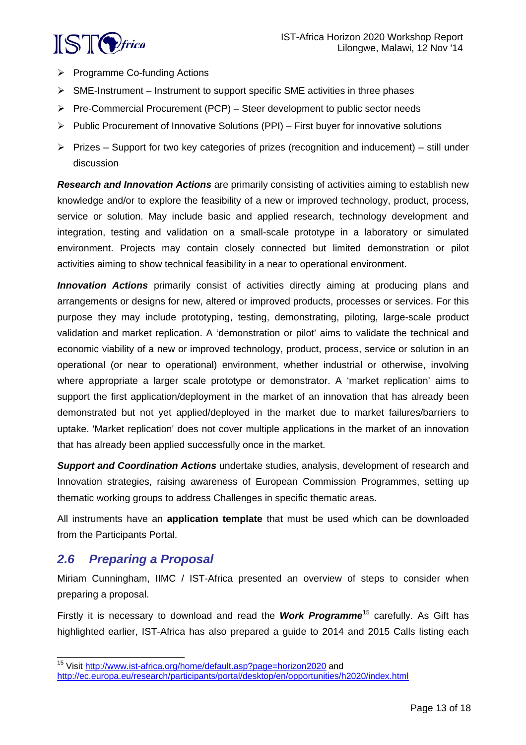- Programme Co-funding Actions
- SME-Instrument – Instrument to support specific SME activities in three phases
- Pre-Commercial Procurement (PCP) – Steer development to public sector needs
- Public Procurement of Innovative Solutions (PPI) – First buyer for innovative solutions
- Prizes – Support for two key categories of prizes (recognition and inducement) – still under discussion

***Research and Innovation Actions*** are primarily consisting of activities aiming to establish new knowledge and/or to explore the feasibility of a new or improved technology, product, process, service or solution. May include basic and applied research, technology development and integration, testing and validation on a small-scale prototype in a laboratory or simulated environment. Projects may contain closely connected but limited demonstration or pilot activities aiming to show technical feasibility in a near to operational environment.

***Innovation Actions*** primarily consist of activities directly aiming at producing plans and arrangements or designs for new, altered or improved products, processes or services. For this purpose they may include prototyping, testing, demonstrating, piloting, large-scale product validation and market replication. A 'demonstration or pilot' aims to validate the technical and economic viability of a new or improved technology, product, process, service or solution in an operational (or near to operational) environment, whether industrial or otherwise, involving where appropriate a larger scale prototype or demonstrator. A 'market replication' aims to support the first application/deployment in the market of an innovation that has already been demonstrated but not yet applied/deployed in the market due to market failures/barriers to uptake. 'Market replication' does not cover multiple applications in the market of an innovation that has already been applied successfully once in the market.

***Support and Coordination Actions*** undertake studies, analysis, development of research and Innovation strategies, raising awareness of European Commission Programmes, setting up thematic working groups to address Challenges in specific thematic areas.

All instruments have an **application template** that must be used which can be downloaded from the Participants Portal.

## *2.6 Preparing a Proposal*

Miriam Cunningham, IIMC / IST-Africa presented an overview of steps to consider when preparing a proposal.

Firstly it is necessary to download and read the ***Work Programme***[15] carefully. As Gift has highlighted earlier, IST-Africa has also prepared a guide to 2014 and 2015 Calls listing each

[15] Visit http://www.ist-africa.org/home/default.asp?page=horizon2020 and http://ec.europa.eu/research/participants/portal/desktop/en/opportunities/h2020/index.html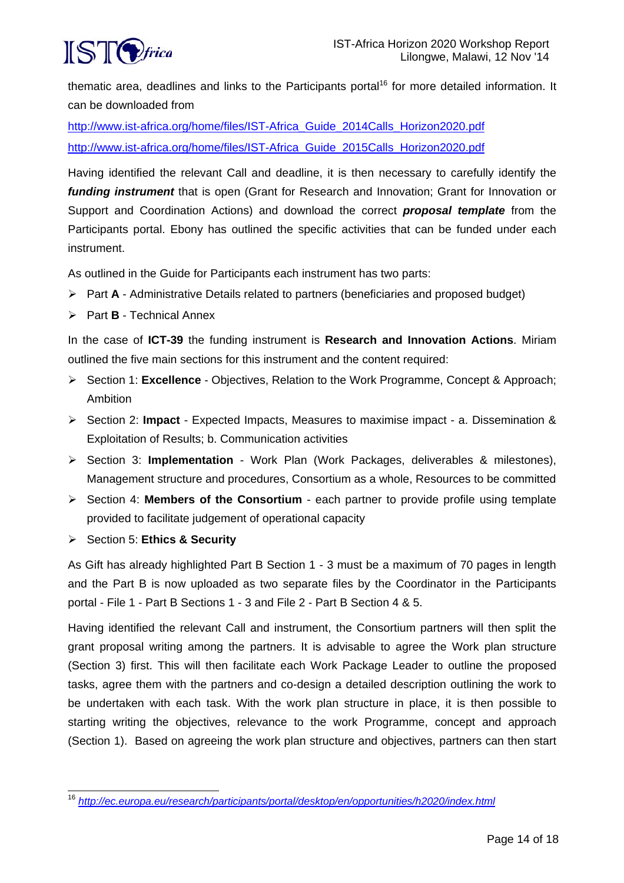thematic area, deadlines and links to the Participants portal[16] for more detailed information. It can be downloaded from

http://www.ist-africa.org/home/files/IST-Africa_Guide_2014Calls_Horizon2020.pdf
http://www.ist-africa.org/home/files/IST-Africa_Guide_2015Calls_Horizon2020.pdf

Having identified the relevant Call and deadline, it is then necessary to carefully identify the ***funding instrument*** that is open (Grant for Research and Innovation; Grant for Innovation or Support and Coordination Actions) and download the correct ***proposal template*** from the Participants portal. Ebony has outlined the specific activities that can be funded under each instrument.

As outlined in the Guide for Participants each instrument has two parts:

- Part **A** - Administrative Details related to partners (beneficiaries and proposed budget)
- Part **B** - Technical Annex

In the case of **ICT-39** the funding instrument is **Research and Innovation Actions**. Miriam outlined the five main sections for this instrument and the content required:

- Section 1: **Excellence** - Objectives, Relation to the Work Programme, Concept & Approach; Ambition
- Section 2: **Impact** - Expected Impacts, Measures to maximise impact - a. Dissemination & Exploitation of Results; b. Communication activities
- Section 3: **Implementation** - Work Plan (Work Packages, deliverables & milestones), Management structure and procedures, Consortium as a whole, Resources to be committed
- Section 4: **Members of the Consortium** - each partner to provide profile using template provided to facilitate judgement of operational capacity
- Section 5: **Ethics & Security**

As Gift has already highlighted Part B Section 1 - 3 must be a maximum of 70 pages in length and the Part B is now uploaded as two separate files by the Coordinator in the Participants portal - File 1 - Part B Sections 1 - 3 and File 2 - Part B Section 4 & 5.

Having identified the relevant Call and instrument, the Consortium partners will then split the grant proposal writing among the partners. It is advisable to agree the Work plan structure (Section 3) first. This will then facilitate each Work Package Leader to outline the proposed tasks, agree them with the partners and co-design a detailed description outlining the work to be undertaken with each task. With the work plan structure in place, it is then possible to starting writing the objectives, relevance to the work Programme, concept and approach (Section 1). Based on agreeing the work plan structure and objectives, partners can then start

---

[16] *http://ec.europa.eu/research/participants/portal/desktop/en/opportunities/h2020/index.html*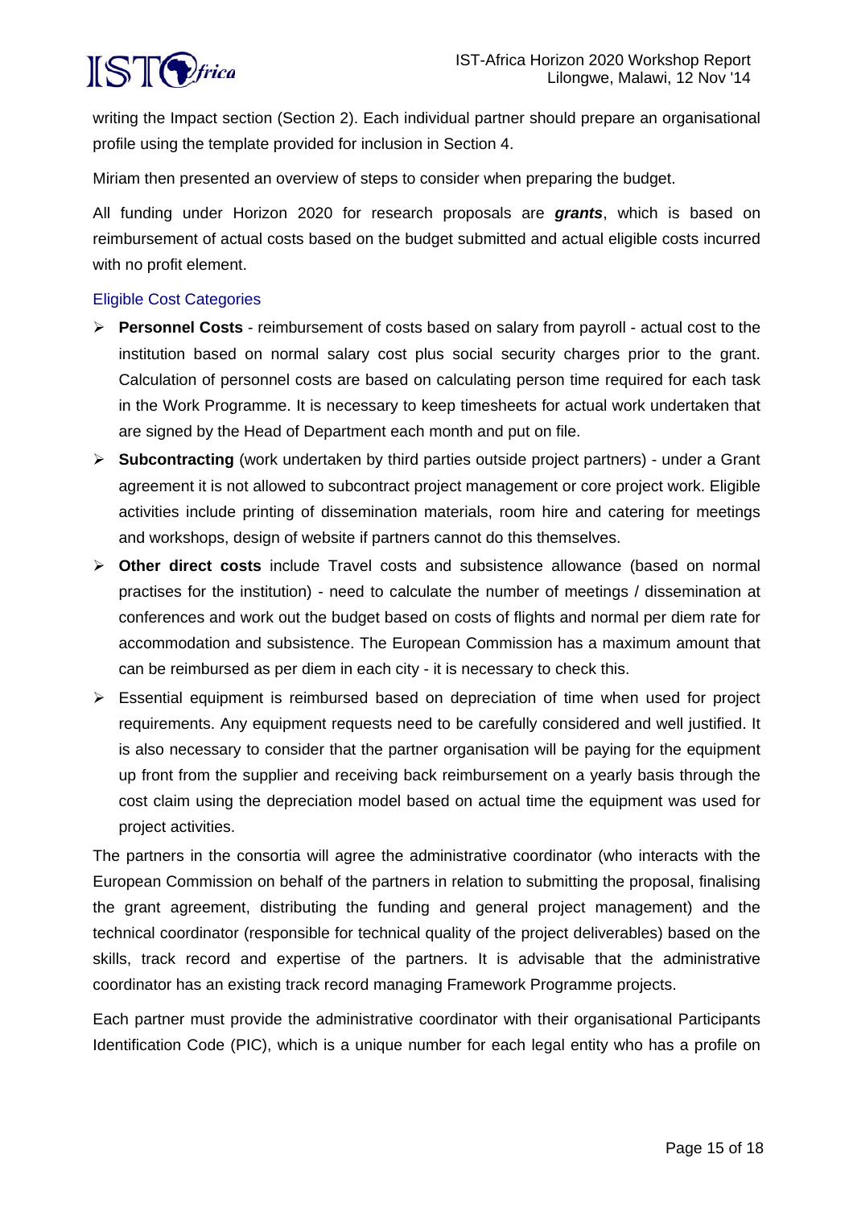writing the Impact section (Section 2). Each individual partner should prepare an organisational profile using the template provided for inclusion in Section 4.

Miriam then presented an overview of steps to consider when preparing the budget.

All funding under Horizon 2020 for research proposals are ***grants***, which is based on reimbursement of actual costs based on the budget submitted and actual eligible costs incurred with no profit element.

### Eligible Cost Categories

- **Personnel Costs** - reimbursement of costs based on salary from payroll - actual cost to the institution based on normal salary cost plus social security charges prior to the grant. Calculation of personnel costs are based on calculating person time required for each task in the Work Programme. It is necessary to keep timesheets for actual work undertaken that are signed by the Head of Department each month and put on file.
- **Subcontracting** (work undertaken by third parties outside project partners) - under a Grant agreement it is not allowed to subcontract project management or core project work. Eligible activities include printing of dissemination materials, room hire and catering for meetings and workshops, design of website if partners cannot do this themselves.
- **Other direct costs** include Travel costs and subsistence allowance (based on normal practises for the institution) - need to calculate the number of meetings / dissemination at conferences and work out the budget based on costs of flights and normal per diem rate for accommodation and subsistence. The European Commission has a maximum amount that can be reimbursed as per diem in each city - it is necessary to check this.
- Essential equipment is reimbursed based on depreciation of time when used for project requirements. Any equipment requests need to be carefully considered and well justified. It is also necessary to consider that the partner organisation will be paying for the equipment up front from the supplier and receiving back reimbursement on a yearly basis through the cost claim using the depreciation model based on actual time the equipment was used for project activities.

The partners in the consortia will agree the administrative coordinator (who interacts with the European Commission on behalf of the partners in relation to submitting the proposal, finalising the grant agreement, distributing the funding and general project management) and the technical coordinator (responsible for technical quality of the project deliverables) based on the skills, track record and expertise of the partners. It is advisable that the administrative coordinator has an existing track record managing Framework Programme projects.

Each partner must provide the administrative coordinator with their organisational Participants Identification Code (PIC), which is a unique number for each legal entity who has a profile on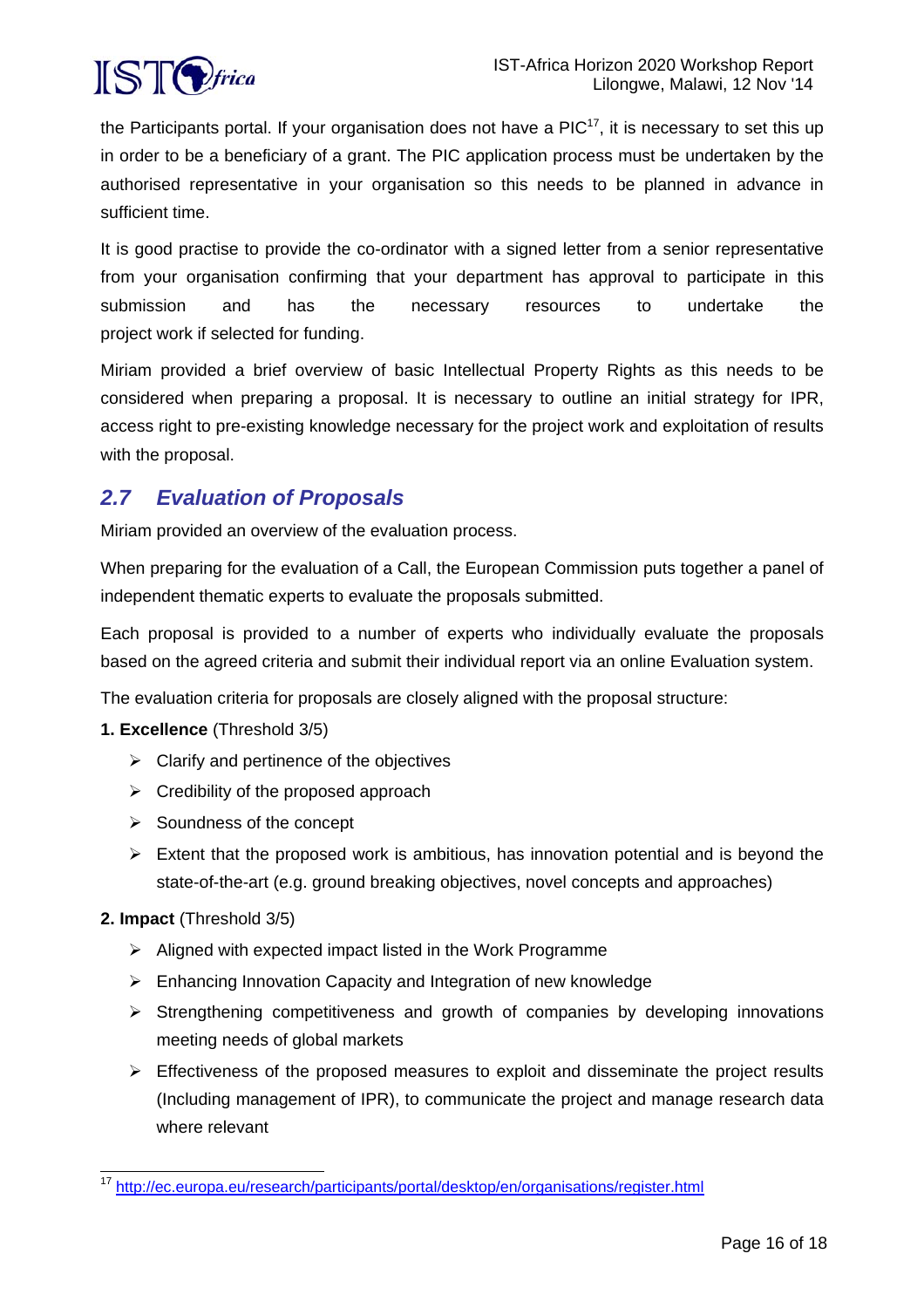the Participants portal. If your organisation does not have a PIC[17], it is necessary to set this up in order to be a beneficiary of a grant. The PIC application process must be undertaken by the authorised representative in your organisation so this needs to be planned in advance in sufficient time.

It is good practise to provide the co-ordinator with a signed letter from a senior representative from your organisation confirming that your department has approval to participate in this submission and has the necessary resources to undertake the project work if selected for funding.

Miriam provided a brief overview of basic Intellectual Property Rights as this needs to be considered when preparing a proposal. It is necessary to outline an initial strategy for IPR, access right to pre-existing knowledge necessary for the project work and exploitation of results with the proposal.

## 2.7 Evaluation of Proposals

Miriam provided an overview of the evaluation process.

When preparing for the evaluation of a Call, the European Commission puts together a panel of independent thematic experts to evaluate the proposals submitted.

Each proposal is provided to a number of experts who individually evaluate the proposals based on the agreed criteria and submit their individual report via an online Evaluation system.

The evaluation criteria for proposals are closely aligned with the proposal structure:

**1. Excellence** (Threshold 3/5)

- Clarify and pertinence of the objectives
- Credibility of the proposed approach
- Soundness of the concept
- Extent that the proposed work is ambitious, has innovation potential and is beyond the state-of-the-art (e.g. ground breaking objectives, novel concepts and approaches)

**2. Impact** (Threshold 3/5)

- Aligned with expected impact listed in the Work Programme
- Enhancing Innovation Capacity and Integration of new knowledge
- Strengthening competitiveness and growth of companies by developing innovations meeting needs of global markets
- Effectiveness of the proposed measures to exploit and disseminate the project results (Including management of IPR), to communicate the project and manage research data where relevant

---

[17] http://ec.europa.eu/research/participants/portal/desktop/en/organisations/register.html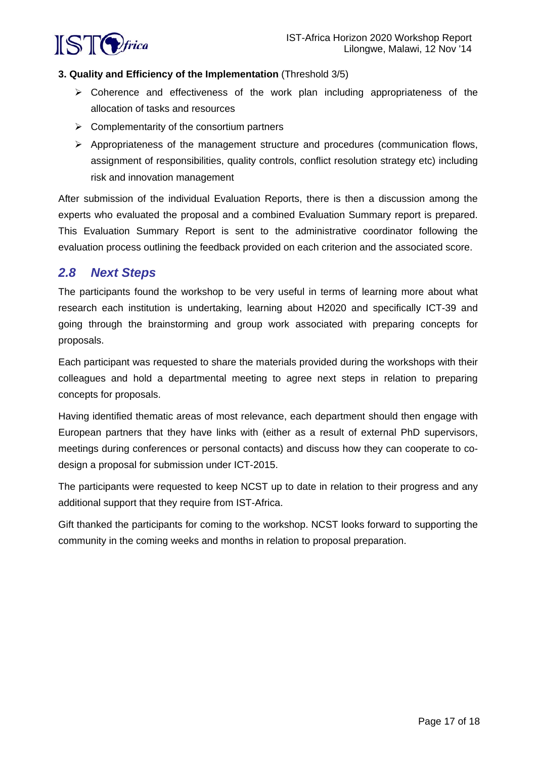**3. Quality and Efficiency of the Implementation** (Threshold 3/5)

- Coherence and effectiveness of the work plan including appropriateness of the allocation of tasks and resources
- Complementarity of the consortium partners
- Appropriateness of the management structure and procedures (communication flows, assignment of responsibilities, quality controls, conflict resolution strategy etc) including risk and innovation management

After submission of the individual Evaluation Reports, there is then a discussion among the experts who evaluated the proposal and a combined Evaluation Summary report is prepared. This Evaluation Summary Report is sent to the administrative coordinator following the evaluation process outlining the feedback provided on each criterion and the associated score.

## *2.8 Next Steps*

The participants found the workshop to be very useful in terms of learning more about what research each institution is undertaking, learning about H2020 and specifically ICT-39 and going through the brainstorming and group work associated with preparing concepts for proposals.

Each participant was requested to share the materials provided during the workshops with their colleagues and hold a departmental meeting to agree next steps in relation to preparing concepts for proposals.

Having identified thematic areas of most relevance, each department should then engage with European partners that they have links with (either as a result of external PhD supervisors, meetings during conferences or personal contacts) and discuss how they can cooperate to co-design a proposal for submission under ICT-2015.

The participants were requested to keep NCST up to date in relation to their progress and any additional support that they require from IST-Africa.

Gift thanked the participants for coming to the workshop. NCST looks forward to supporting the community in the coming weeks and months in relation to proposal preparation.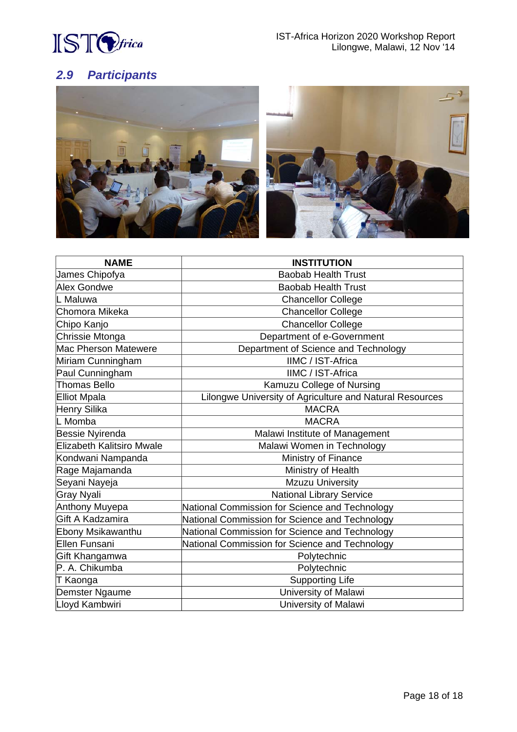## 2.9 Participants

| NAME | INSTITUTION |
|---|---|
| James Chipofya | Baobab Health Trust |
| Alex Gondwe | Baobab Health Trust |
| L Maluwa | Chancellor College |
| Chomora Mikeka | Chancellor College |
| Chipo Kanjo | Chancellor College |
| Chrissie Mtonga | Department of e-Government |
| Mac Pherson Matewere | Department of Science and Technology |
| Miriam Cunningham | IIMC / IST-Africa |
| Paul Cunningham | IIMC / IST-Africa |
| Thomas Bello | Kamuzu College of Nursing |
| Elliot Mpala | Lilongwe University of Agriculture and Natural Resources |
| Henry Silika | MACRA |
| L Momba | MACRA |
| Bessie Nyirenda | Malawi Institute of Management |
| Elizabeth Kalitsiro Mwale | Malawi Women in Technology |
| Kondwani Nampanda | Ministry of Finance |
| Rage Majamanda | Ministry of Health |
| Seyani Nayeja | Mzuzu University |
| Gray Nyali | National Library Service |
| Anthony Muyepa | National Commission for Science and Technology |
| Gift A Kadzamira | National Commission for Science and Technology |
| Ebony Msikawanthu | National Commission for Science and Technology |
| Ellen Funsani | National Commission for Science and Technology |
| Gift Khangamwa | Polytechnic |
| P. A. Chikumba | Polytechnic |
| T Kaonga | Supporting Life |
| Demster Ngaume | University of Malawi |
| Lloyd Kambwiri | University of Malawi |